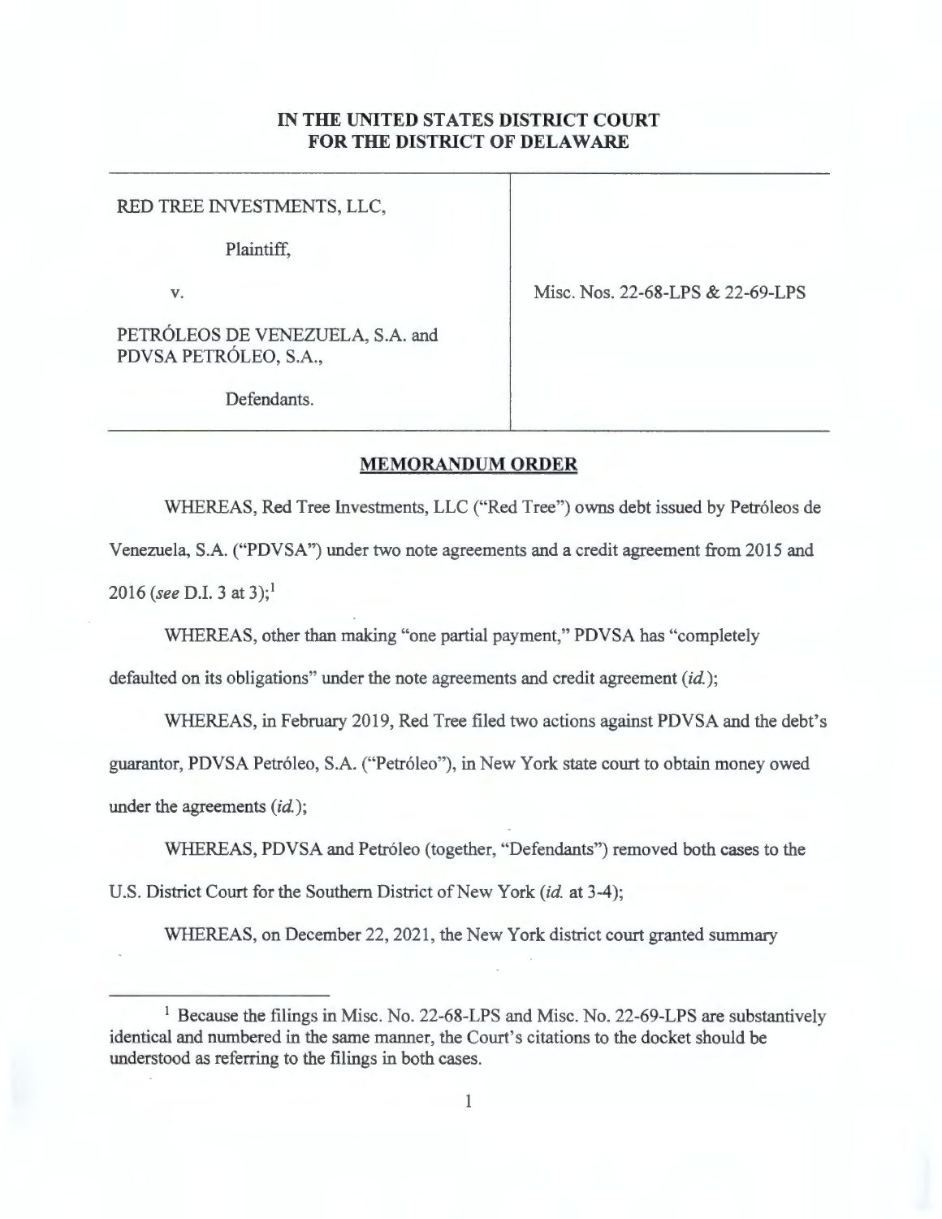**IN THE UNITED STATES DISTRICT COURT FOR THE DISTRICT OF DELAWARE**

| | |
|---|---|
| RED TREE INVESTMENTS, LLC,<br><br>Plaintiff,<br><br>v.<br><br>PETRÓLEOS DE VENEZUELA, S.A. and PDVSA PETRÓLEO, S.A.,<br><br>Defendants. | Misc. Nos. 22-68-LPS & 22-69-LPS |

**MEMORANDUM ORDER**

WHEREAS, Red Tree Investments, LLC ("Red Tree") owns debt issued by Petróleos de Venezuela, S.A. ("PDVSA") under two note agreements and a credit agreement from 2015 and 2016 (*see* D.I. 3 at 3);[1]

WHEREAS, other than making "one partial payment," PDVSA has "completely defaulted on its obligations" under the note agreements and credit agreement (*id.*);

WHEREAS, in February 2019, Red Tree filed two actions against PDVSA and the debt's guarantor, PDVSA Petróleo, S.A. ("Petróleo"), in New York state court to obtain money owed under the agreements (*id.*);

WHEREAS, PDVSA and Petróleo (together, "Defendants") removed both cases to the U.S. District Court for the Southern District of New York (*id.* at 3-4);

WHEREAS, on December 22, 2021, the New York district court granted summary

---

[1] Because the filings in Misc. No. 22-68-LPS and Misc. No. 22-69-LPS are substantively identical and numbered in the same manner, the Court's citations to the docket should be understood as referring to the filings in both cases.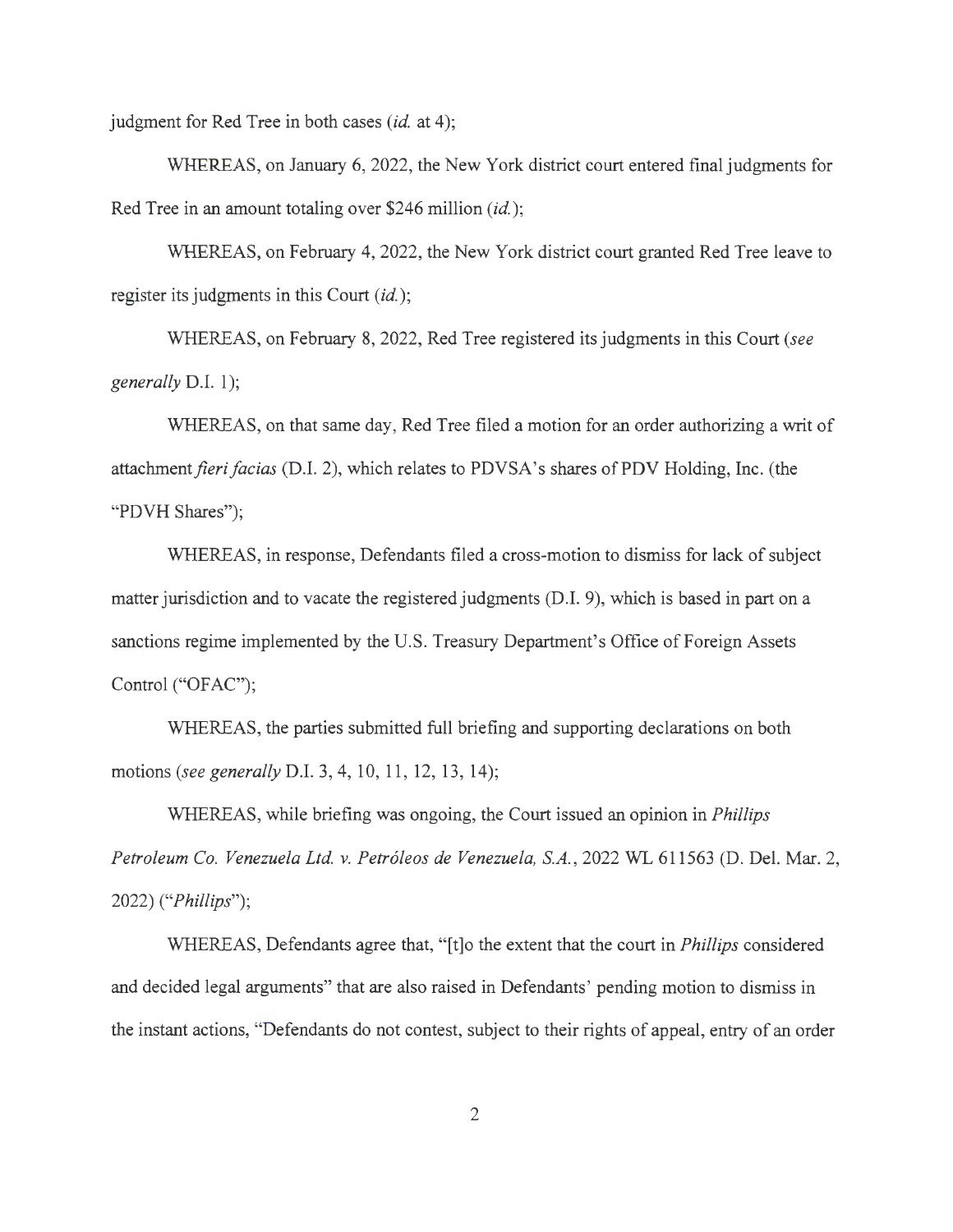judgment for Red Tree in both cases (*id.* at 4);

WHEREAS, on January 6, 2022, the New York district court entered final judgments for Red Tree in an amount totaling over $246 million (*id.*);

WHEREAS, on February 4, 2022, the New York district court granted Red Tree leave to register its judgments in this Court (*id.*);

WHEREAS, on February 8, 2022, Red Tree registered its judgments in this Court (*see generally* D.I. 1);

WHEREAS, on that same day, Red Tree filed a motion for an order authorizing a writ of attachment *fieri facias* (D.I. 2), which relates to PDVSA's shares of PDV Holding, Inc. (the "PDVH Shares");

WHEREAS, in response, Defendants filed a cross-motion to dismiss for lack of subject matter jurisdiction and to vacate the registered judgments (D.I. 9), which is based in part on a sanctions regime implemented by the U.S. Treasury Department's Office of Foreign Assets Control ("OFAC");

WHEREAS, the parties submitted full briefing and supporting declarations on both motions (*see generally* D.I. 3, 4, 10, 11, 12, 13, 14);

WHEREAS, while briefing was ongoing, the Court issued an opinion in *Phillips Petroleum Co. Venezuela Ltd. v. Petróleos de Venezuela, S.A.*, 2022 WL 611563 (D. Del. Mar. 2, 2022) ("*Phillips*");

WHEREAS, Defendants agree that, "[t]o the extent that the court in *Phillips* considered and decided legal arguments" that are also raised in Defendants' pending motion to dismiss in the instant actions, "Defendants do not contest, subject to their rights of appeal, entry of an order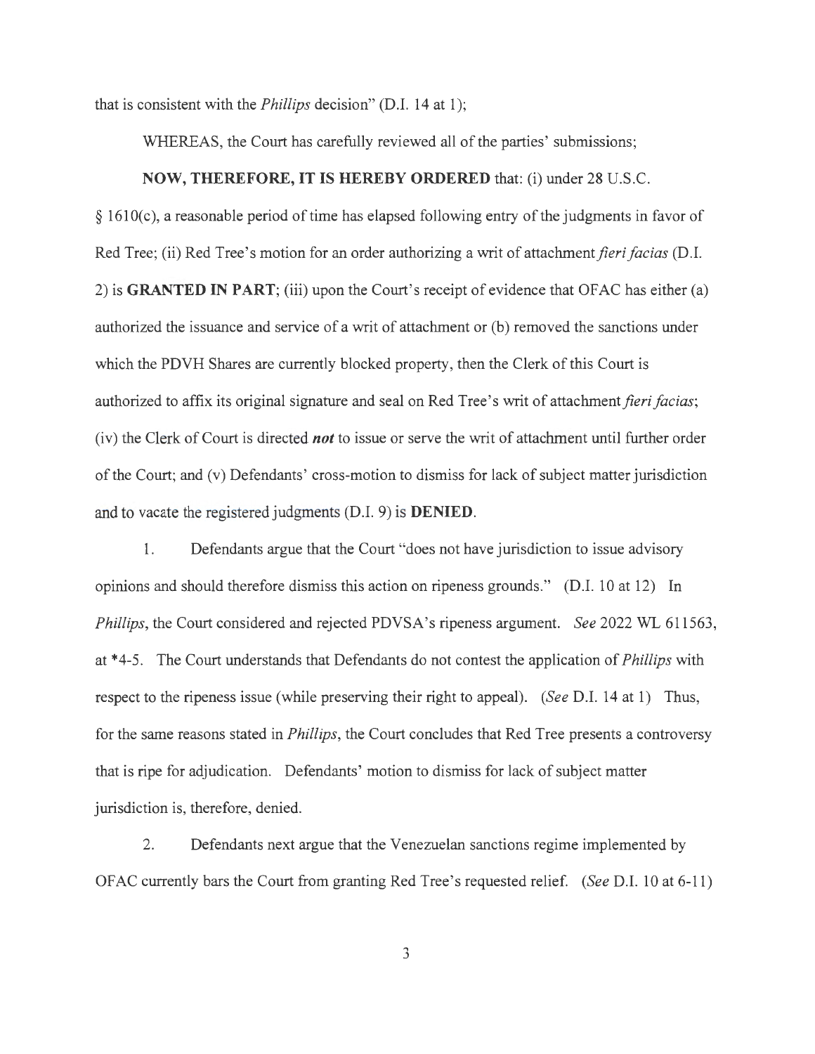that is consistent with the *Phillips* decision" (D.I. 14 at 1);

WHEREAS, the Court has carefully reviewed all of the parties' submissions;

**NOW, THEREFORE, IT IS HEREBY ORDERED** that: (i) under 28 U.S.C. § 1610(c), a reasonable period of time has elapsed following entry of the judgments in favor of Red Tree; (ii) Red Tree's motion for an order authorizing a writ of attachment *fieri facias* (D.I. 2) is **GRANTED IN PART**; (iii) upon the Court's receipt of evidence that OFAC has either (a) authorized the issuance and service of a writ of attachment or (b) removed the sanctions under which the PDVH Shares are currently blocked property, then the Clerk of this Court is authorized to affix its original signature and seal on Red Tree's writ of attachment *fieri facias*; (iv) the Clerk of Court is directed ***not*** to issue or serve the writ of attachment until further order of the Court; and (v) Defendants' cross-motion to dismiss for lack of subject matter jurisdiction and to vacate the registered judgments (D.I. 9) is **DENIED**.

1. Defendants argue that the Court "does not have jurisdiction to issue advisory opinions and should therefore dismiss this action on ripeness grounds." (D.I. 10 at 12) In *Phillips*, the Court considered and rejected PDVSA's ripeness argument. *See* 2022 WL 611563, at *4-5. The Court understands that Defendants do not contest the application of *Phillips* with respect to the ripeness issue (while preserving their right to appeal). (*See* D.I. 14 at 1) Thus, for the same reasons stated in *Phillips*, the Court concludes that Red Tree presents a controversy that is ripe for adjudication. Defendants' motion to dismiss for lack of subject matter jurisdiction is, therefore, denied.

2. Defendants next argue that the Venezuelan sanctions regime implemented by OFAC currently bars the Court from granting Red Tree's requested relief. (*See* D.I. 10 at 6-11)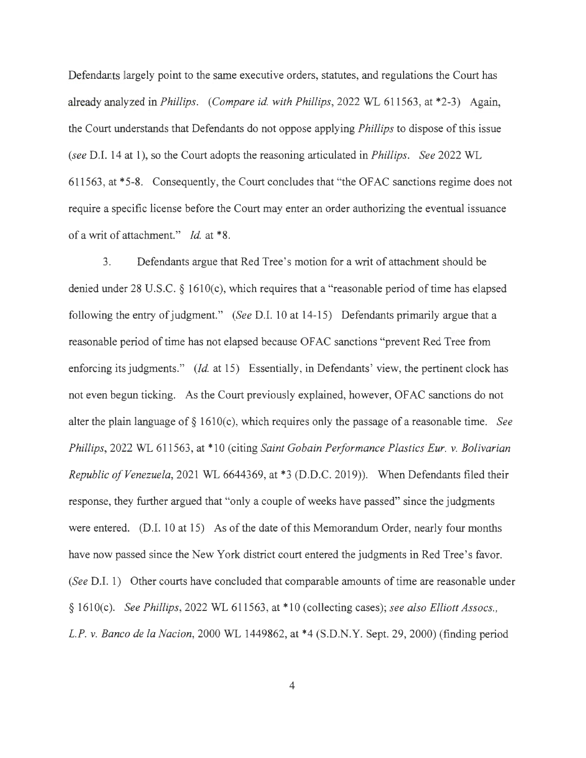Defendants largely point to the same executive orders, statutes, and regulations the Court has already analyzed in *Phillips*. (*Compare id. with Phillips*, 2022 WL 611563, at *2-3) Again, the Court understands that Defendants do not oppose applying *Phillips* to dispose of this issue (*see* D.I. 14 at 1), so the Court adopts the reasoning articulated in *Phillips*. *See* 2022 WL 611563, at *5-8. Consequently, the Court concludes that "the OFAC sanctions regime does not require a specific license before the Court may enter an order authorizing the eventual issuance of a writ of attachment." *Id.* at *8.

3. Defendants argue that Red Tree's motion for a writ of attachment should be denied under 28 U.S.C. § 1610(c), which requires that a "reasonable period of time has elapsed following the entry of judgment." (*See* D.I. 10 at 14-15) Defendants primarily argue that a reasonable period of time has not elapsed because OFAC sanctions "prevent Red Tree from enforcing its judgments." (*Id.* at 15) Essentially, in Defendants' view, the pertinent clock has not even begun ticking. As the Court previously explained, however, OFAC sanctions do not alter the plain language of § 1610(c), which requires only the passage of a reasonable time. *See Phillips*, 2022 WL 611563, at *10 (citing *Saint Gobain Performance Plastics Eur. v. Bolivarian Republic of Venezuela*, 2021 WL 6644369, at *3 (D.D.C. 2019)). When Defendants filed their response, they further argued that "only a couple of weeks have passed" since the judgments were entered. (D.I. 10 at 15) As of the date of this Memorandum Order, nearly four months have now passed since the New York district court entered the judgments in Red Tree's favor. (*See* D.I. 1) Other courts have concluded that comparable amounts of time are reasonable under § 1610(c). *See Phillips*, 2022 WL 611563, at *10 (collecting cases); *see also Elliott Assocs., L.P. v. Banco de la Nacion*, 2000 WL 1449862, at *4 (S.D.N.Y. Sept. 29, 2000) (finding period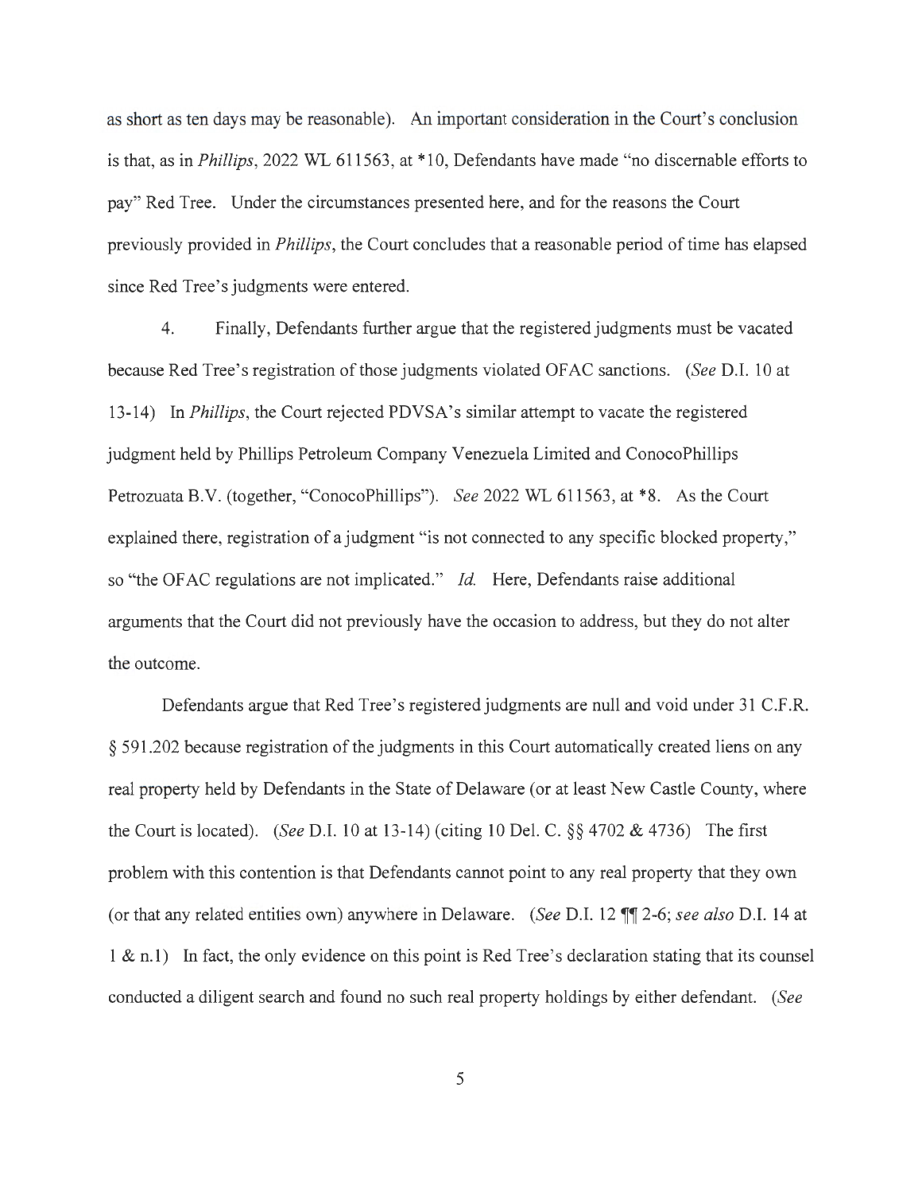as short as ten days may be reasonable). An important consideration in the Court's conclusion is that, as in *Phillips*, 2022 WL 611563, at *10, Defendants have made "no discernable efforts to pay" Red Tree. Under the circumstances presented here, and for the reasons the Court previously provided in *Phillips*, the Court concludes that a reasonable period of time has elapsed since Red Tree's judgments were entered.

4. Finally, Defendants further argue that the registered judgments must be vacated because Red Tree's registration of those judgments violated OFAC sanctions. (*See* D.I. 10 at 13-14) In *Phillips*, the Court rejected PDVSA's similar attempt to vacate the registered judgment held by Phillips Petroleum Company Venezuela Limited and ConocoPhillips Petrozuata B.V. (together, "ConocoPhillips"). *See* 2022 WL 611563, at *8. As the Court explained there, registration of a judgment "is not connected to any specific blocked property," so "the OFAC regulations are not implicated." *Id.* Here, Defendants raise additional arguments that the Court did not previously have the occasion to address, but they do not alter the outcome.

Defendants argue that Red Tree's registered judgments are null and void under 31 C.F.R. § 591.202 because registration of the judgments in this Court automatically created liens on any real property held by Defendants in the State of Delaware (or at least New Castle County, where the Court is located). (*See* D.I. 10 at 13-14) (citing 10 Del. C. §§ 4702 & 4736) The first problem with this contention is that Defendants cannot point to any real property that they own (or that any related entities own) anywhere in Delaware. (*See* D.I. 12 ¶¶ 2-6; *see also* D.I. 14 at 1 & n.1) In fact, the only evidence on this point is Red Tree's declaration stating that its counsel conducted a diligent search and found no such real property holdings by either defendant. (*See*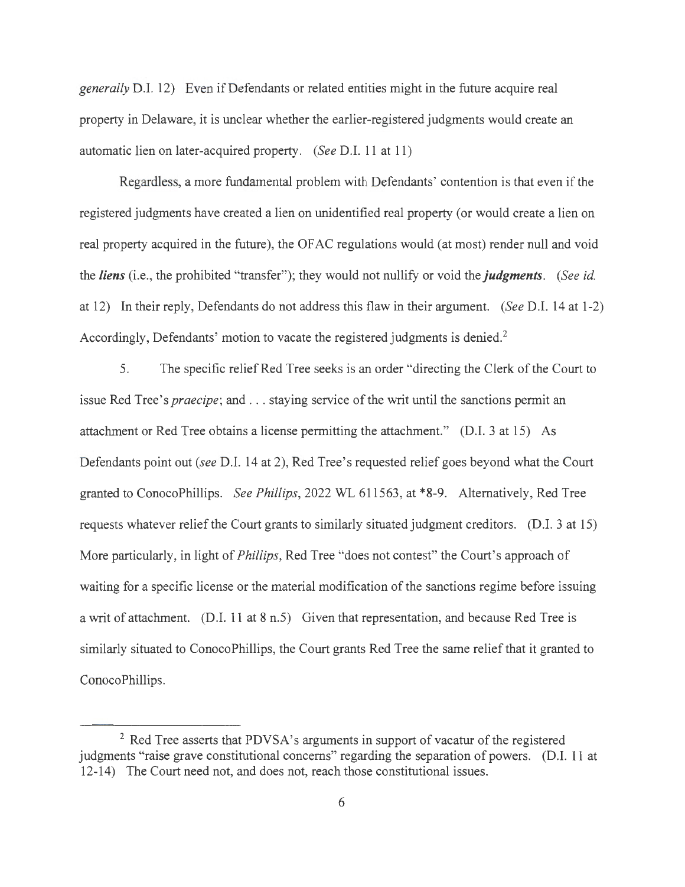*generally* D.I. 12) Even if Defendants or related entities might in the future acquire real property in Delaware, it is unclear whether the earlier-registered judgments would create an automatic lien on later-acquired property. (*See* D.I. 11 at 11)

Regardless, a more fundamental problem with Defendants' contention is that even if the registered judgments have created a lien on unidentified real property (or would create a lien on real property acquired in the future), the OFAC regulations would (at most) render null and void the ***liens*** (i.e., the prohibited "transfer"); they would not nullify or void the ***judgments***. (*See id.* at 12) In their reply, Defendants do not address this flaw in their argument. (*See* D.I. 14 at 1-2) Accordingly, Defendants' motion to vacate the registered judgments is denied.[2]

5. The specific relief Red Tree seeks is an order "directing the Clerk of the Court to issue Red Tree's *praecipe*; and . . . staying service of the writ until the sanctions permit an attachment or Red Tree obtains a license permitting the attachment." (D.I. 3 at 15) As Defendants point out (*see* D.I. 14 at 2), Red Tree's requested relief goes beyond what the Court granted to ConocoPhillips. *See Phillips*, 2022 WL 611563, at \*8-9. Alternatively, Red Tree requests whatever relief the Court grants to similarly situated judgment creditors. (D.I. 3 at 15) More particularly, in light of *Phillips*, Red Tree "does not contest" the Court's approach of waiting for a specific license or the material modification of the sanctions regime before issuing a writ of attachment. (D.I. 11 at 8 n.5) Given that representation, and because Red Tree is similarly situated to ConocoPhillips, the Court grants Red Tree the same relief that it granted to ConocoPhillips.

---

[2] Red Tree asserts that PDVSA's arguments in support of vacatur of the registered judgments "raise grave constitutional concerns" regarding the separation of powers. (D.I. 11 at 12-14) The Court need not, and does not, reach those constitutional issues.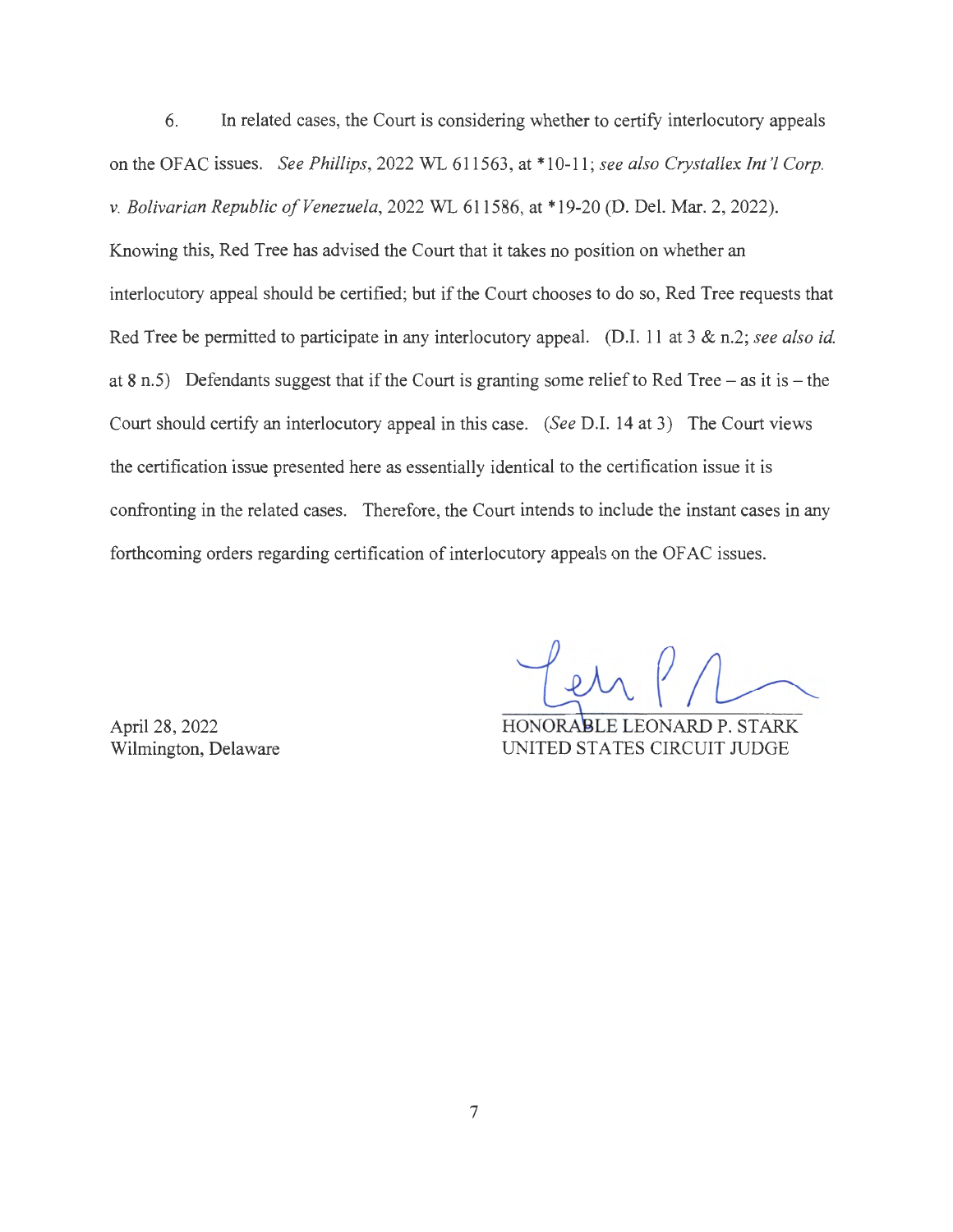6. In related cases, the Court is considering whether to certify interlocutory appeals on the OFAC issues. *See Phillips*, 2022 WL 611563, at *10-11; *see also Crystallex Int'l Corp. v. Bolivarian Republic of Venezuela*, 2022 WL 611586, at *19-20 (D. Del. Mar. 2, 2022). Knowing this, Red Tree has advised the Court that it takes no position on whether an interlocutory appeal should be certified; but if the Court chooses to do so, Red Tree requests that Red Tree be permitted to participate in any interlocutory appeal. (D.I. 11 at 3 & n.2; *see also id.* at 8 n.5) Defendants suggest that if the Court is granting some relief to Red Tree – as it is – the Court should certify an interlocutory appeal in this case. (*See* D.I. 14 at 3) The Court views the certification issue presented here as essentially identical to the certification issue it is confronting in the related cases. Therefore, the Court intends to include the instant cases in any forthcoming orders regarding certification of interlocutory appeals on the OFAC issues.

April 28, 2022
Wilmington, Delaware

HONORABLE LEONARD P. STARK
UNITED STATES CIRCUIT JUDGE